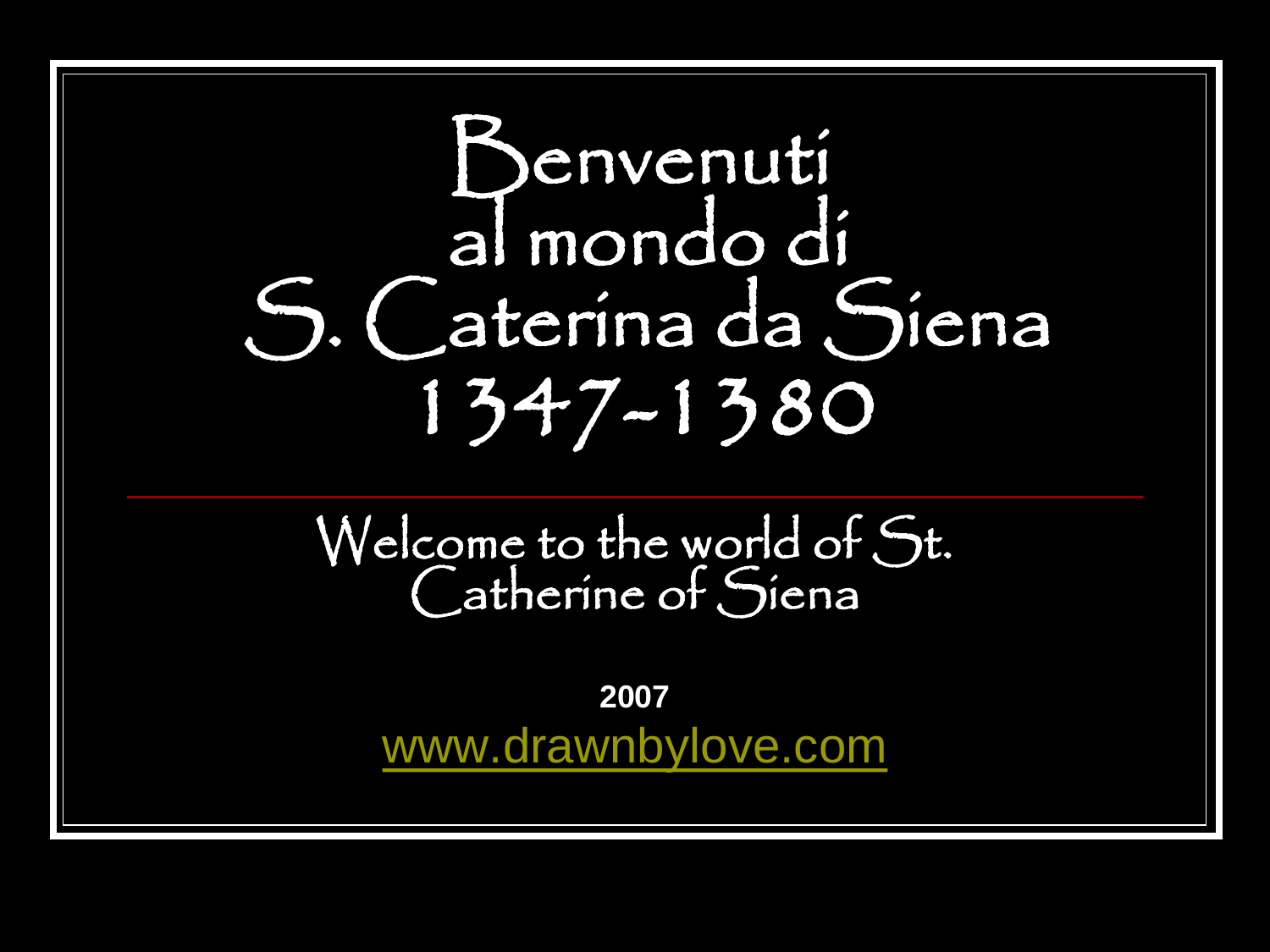# Benvenuti al mondo di S. Caterina da Siena 1347-1380

## Welcome to the world of St. Catherine of Siena

**2007**

www.drawnbylove.com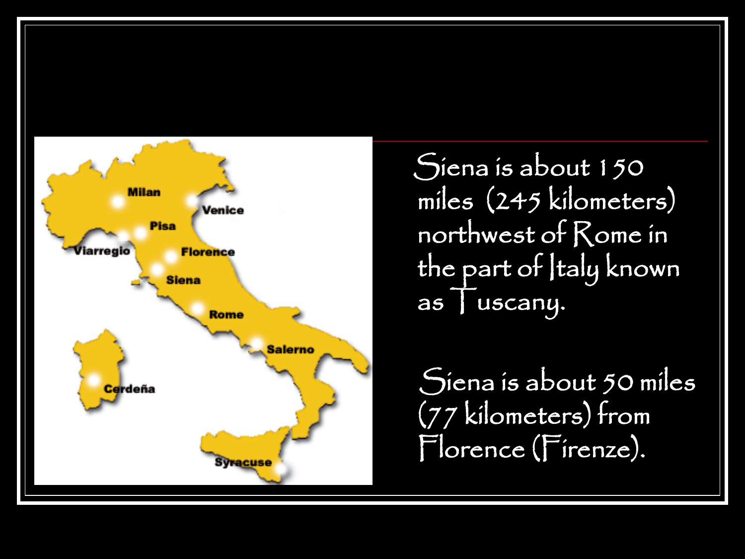Siena is about 150 miles (245 kilometers) northwest of Rome in the part of Italy known as Tuscany.

Siena is about 50 miles (77 kilometers) from Florence (Firenze).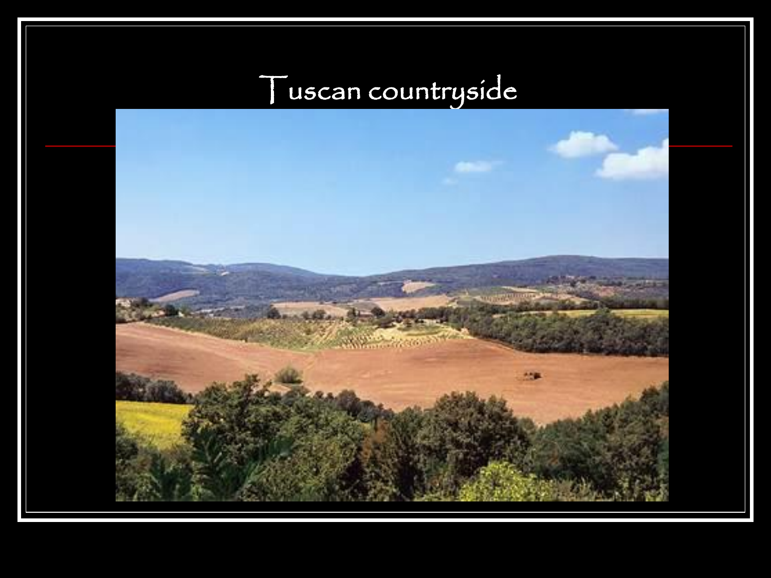# Tuscan countryside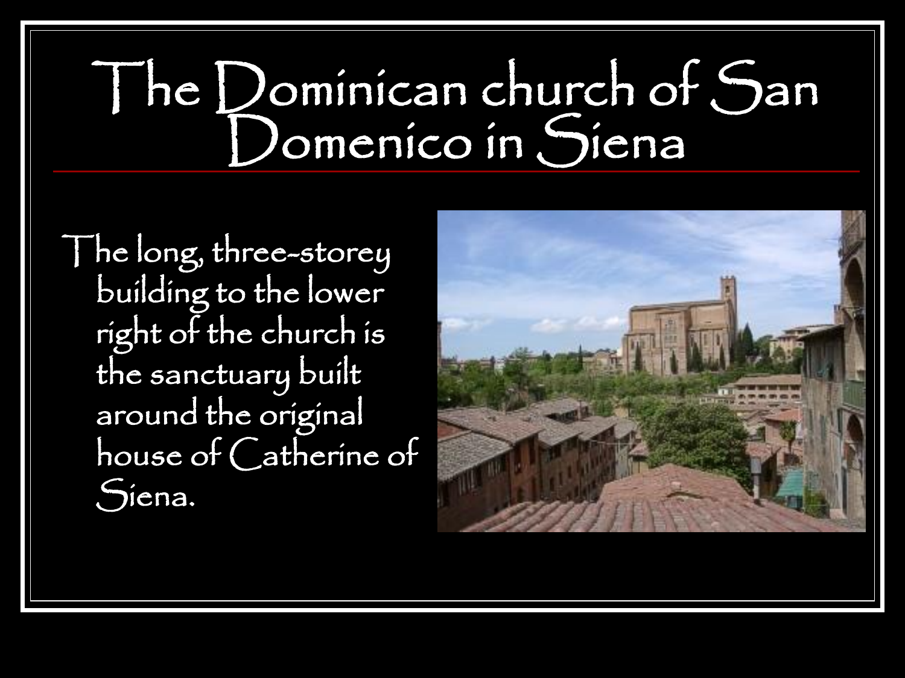# The Dominican church of San Domenico in Siena

The long, three-storey building to the lower right of the church is the sanctuary built around the original house of Catherine of Siena.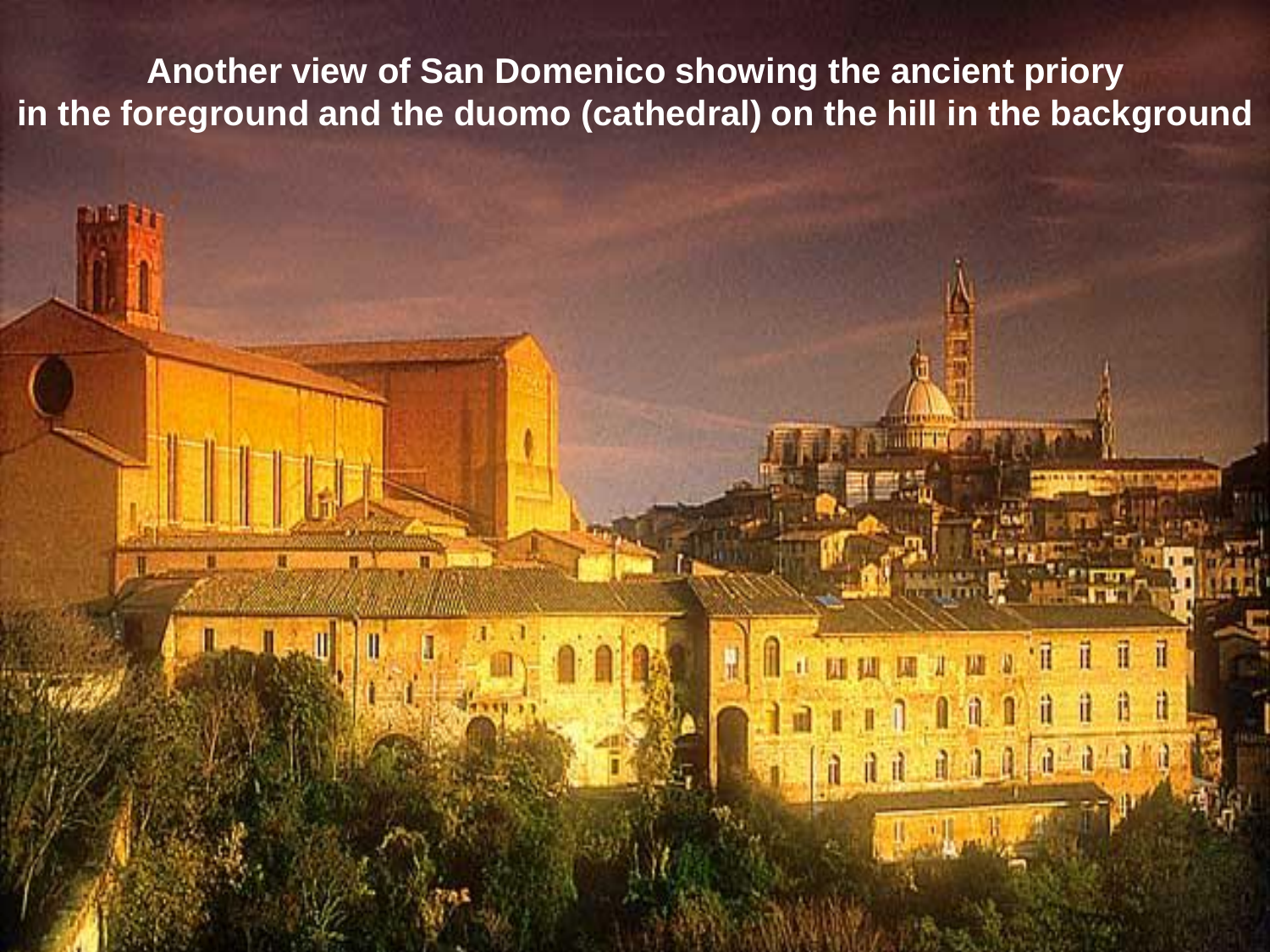Another view of San Domenico showing the ancient priory in the foreground and the duomo (cathedral) on the hill in the background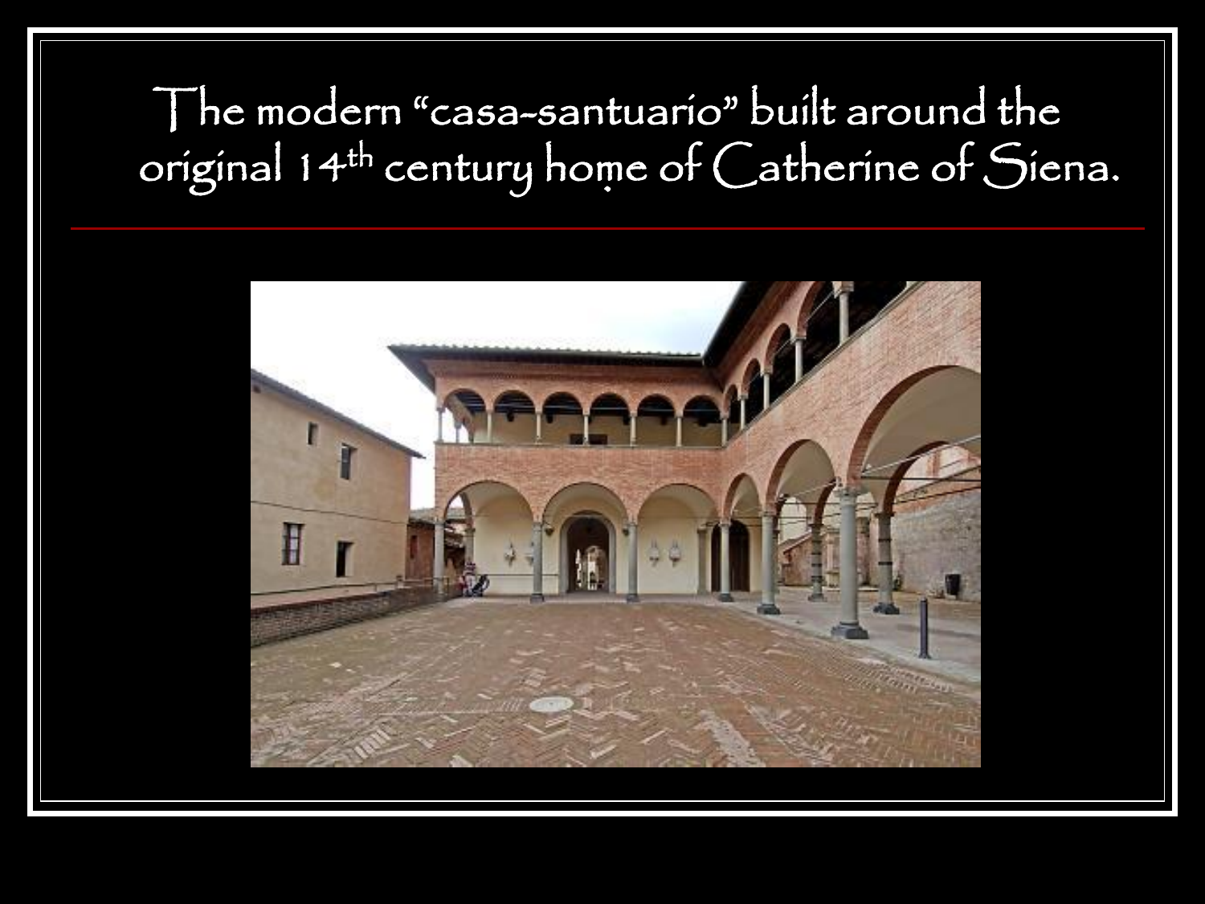# The modern “casa-santuario” built around the original 14th century home of Catherine of Siena.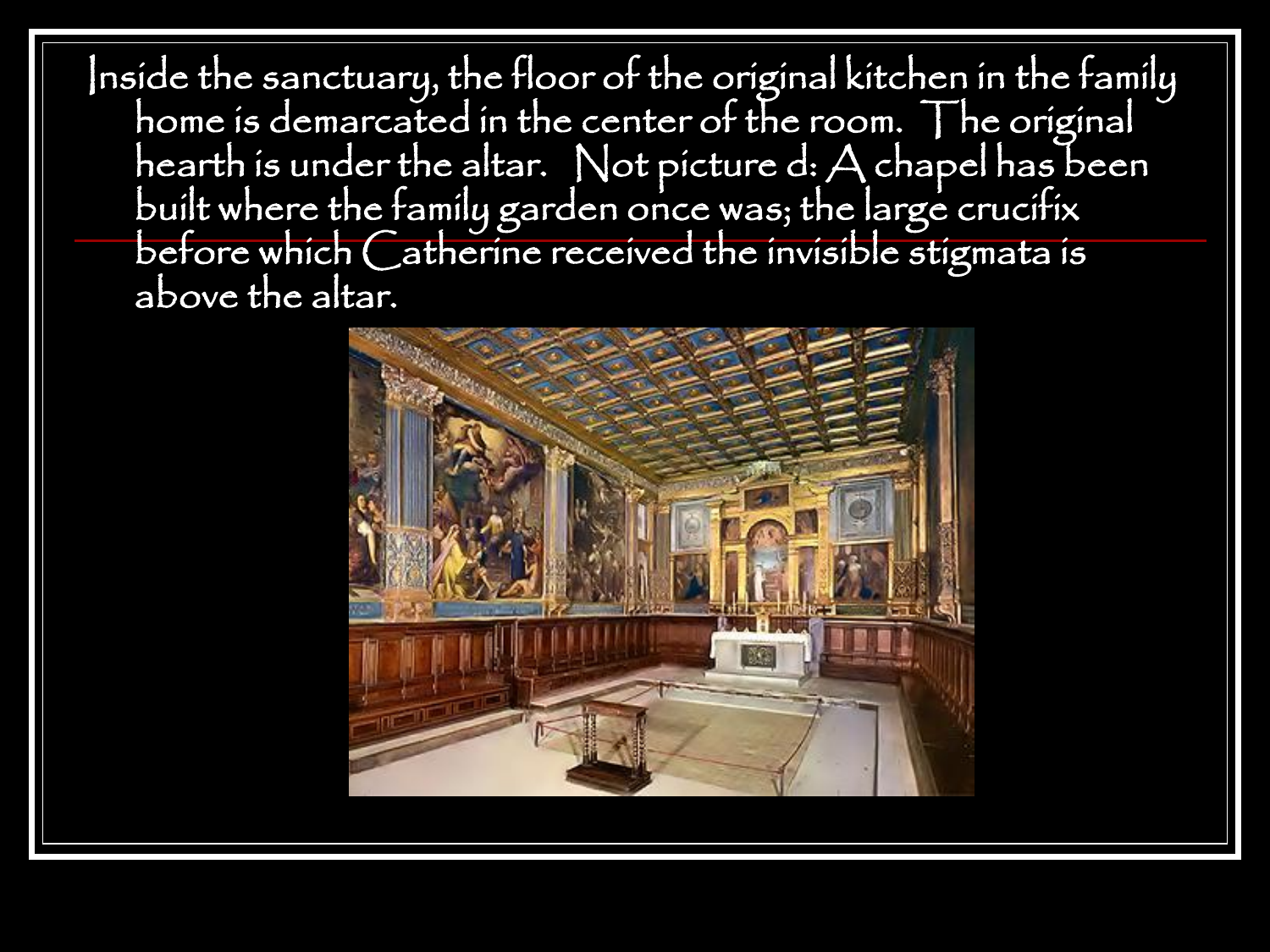Inside the sanctuary, the floor of the original kitchen in the family home is demarcated in the center of the room. The original hearth is under the altar. Not picture d: A chapel has been built where the family garden once was; the large crucifix before which Catherine received the invisible stigmata is above the altar.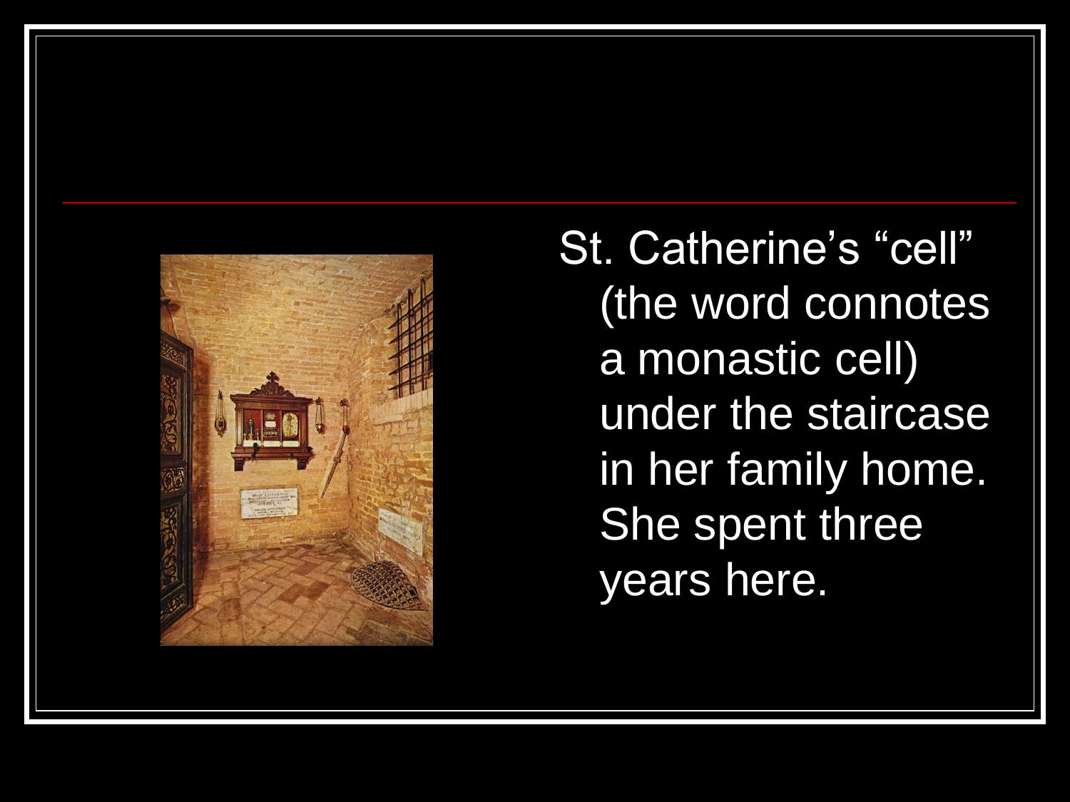St. Catherine’s “cell” (the word connotes a monastic cell) under the staircase in her family home. She spent three years here.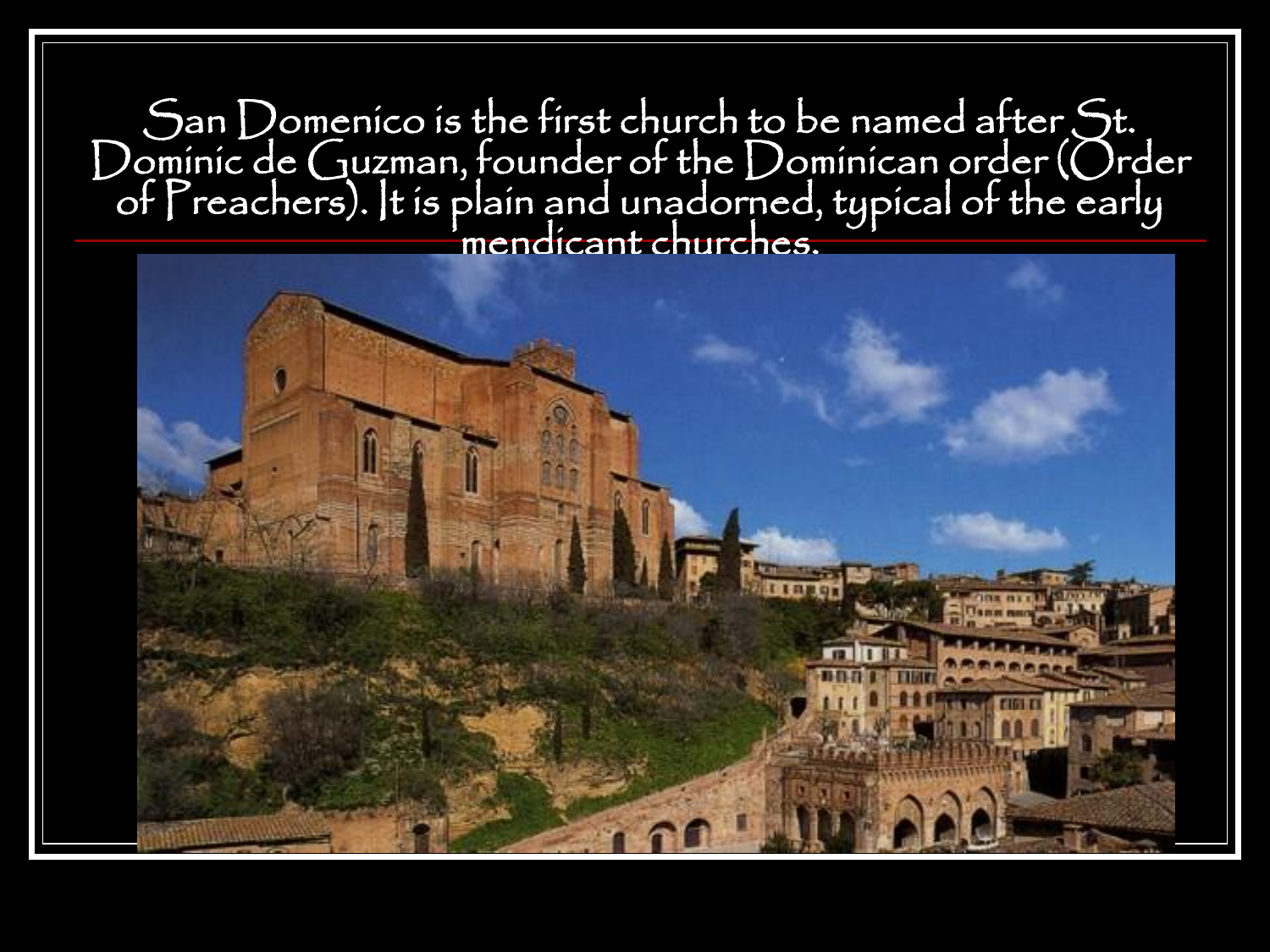San Domenico is the first church to be named after St. Dominic de Guzman, founder of the Dominican order (Order of Preachers). It is plain and unadorned, typical of the early mendicant churches.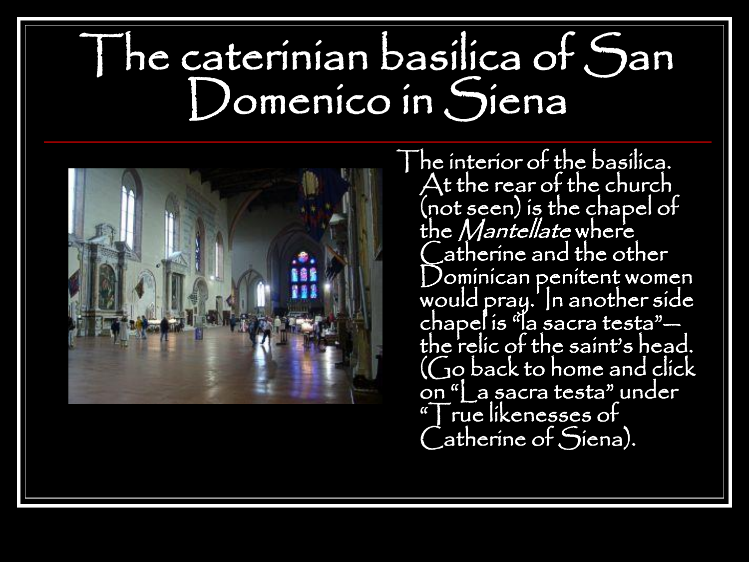# The caterinian basilica of San Domenico in Siena

The interior of the basilica. At the rear of the church (not seen) is the chapel of the *Mantellate* where Catherine and the other Dominican penitent women would pray. In another side chapel is "la sacra testa"— the relic of the saint's head. (Go back to home and click on "La sacra testa" under "True likenesses of Catherine of Siena).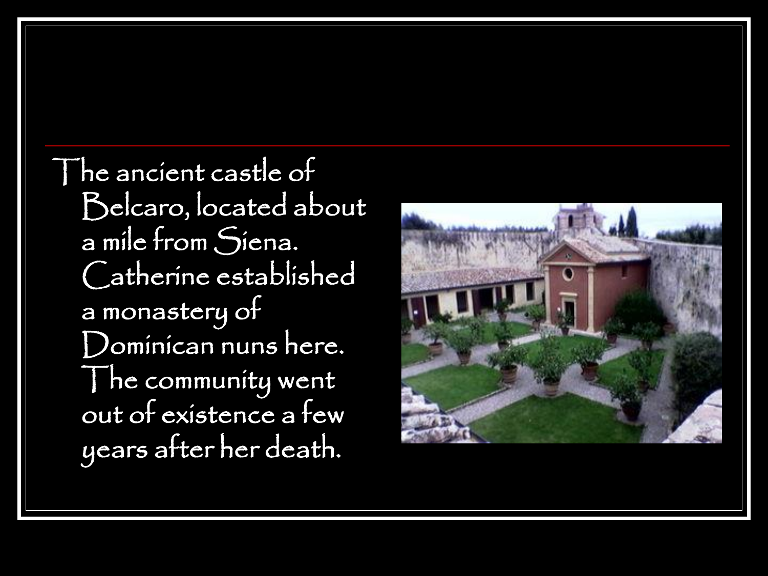The ancient castle of Belcaro, located about a mile from Siena. Catherine established a monastery of Dominican nuns here. The community went out of existence a few years after her death.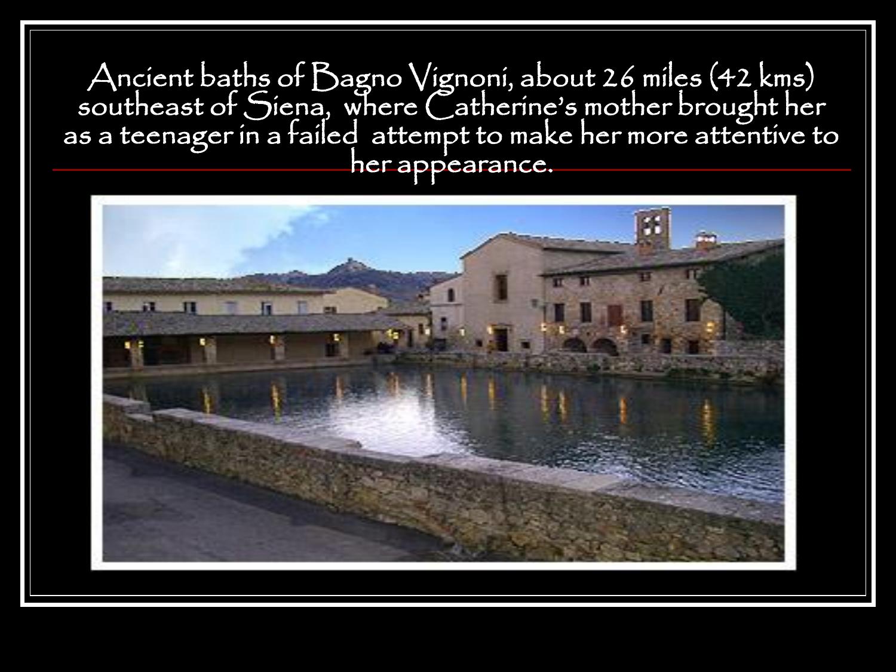Ancient baths of Bagno Vignoni, about 26 miles (42 kms) southeast of Siena, where Catherine's mother brought her as a teenager in a failed attempt to make her more attentive to her appearance.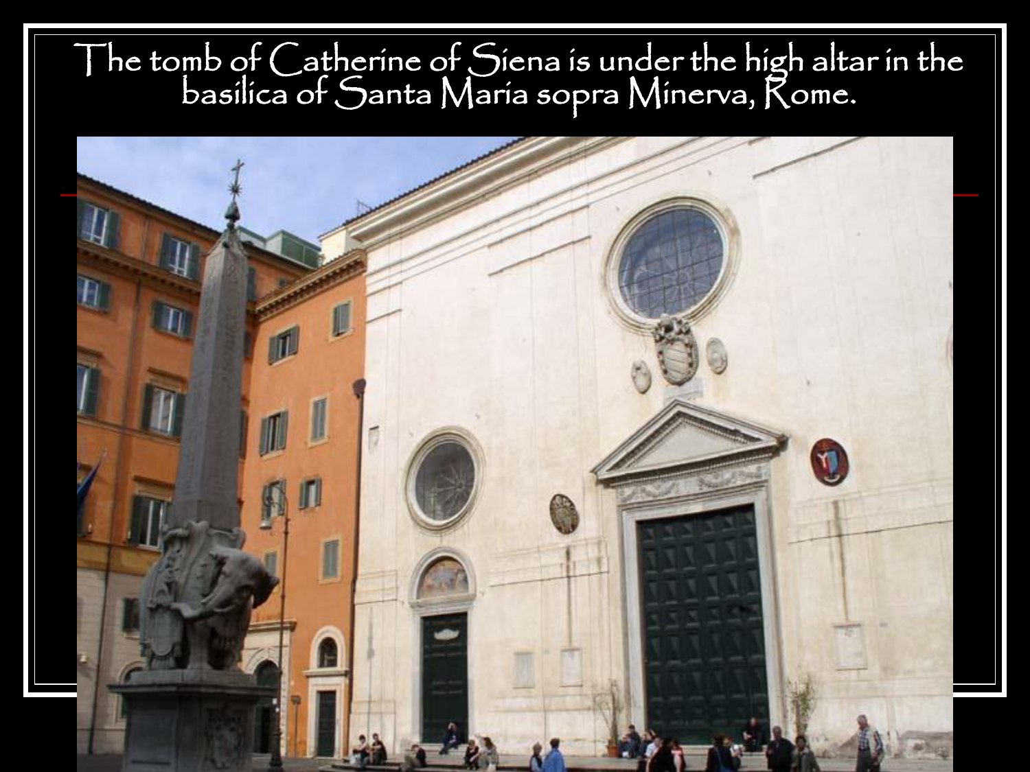The tomb of Catherine of Siena is under the high altar in the basilica of Santa Maria sopra Minerva, Rome.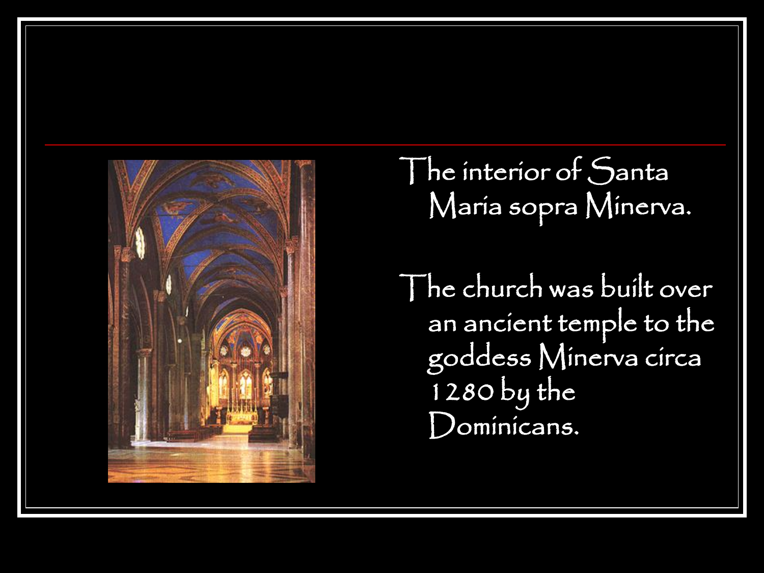The interior of Santa Maria sopra Minerva.

The church was built over an ancient temple to the goddess Minerva circa 1280 by the Dominicans.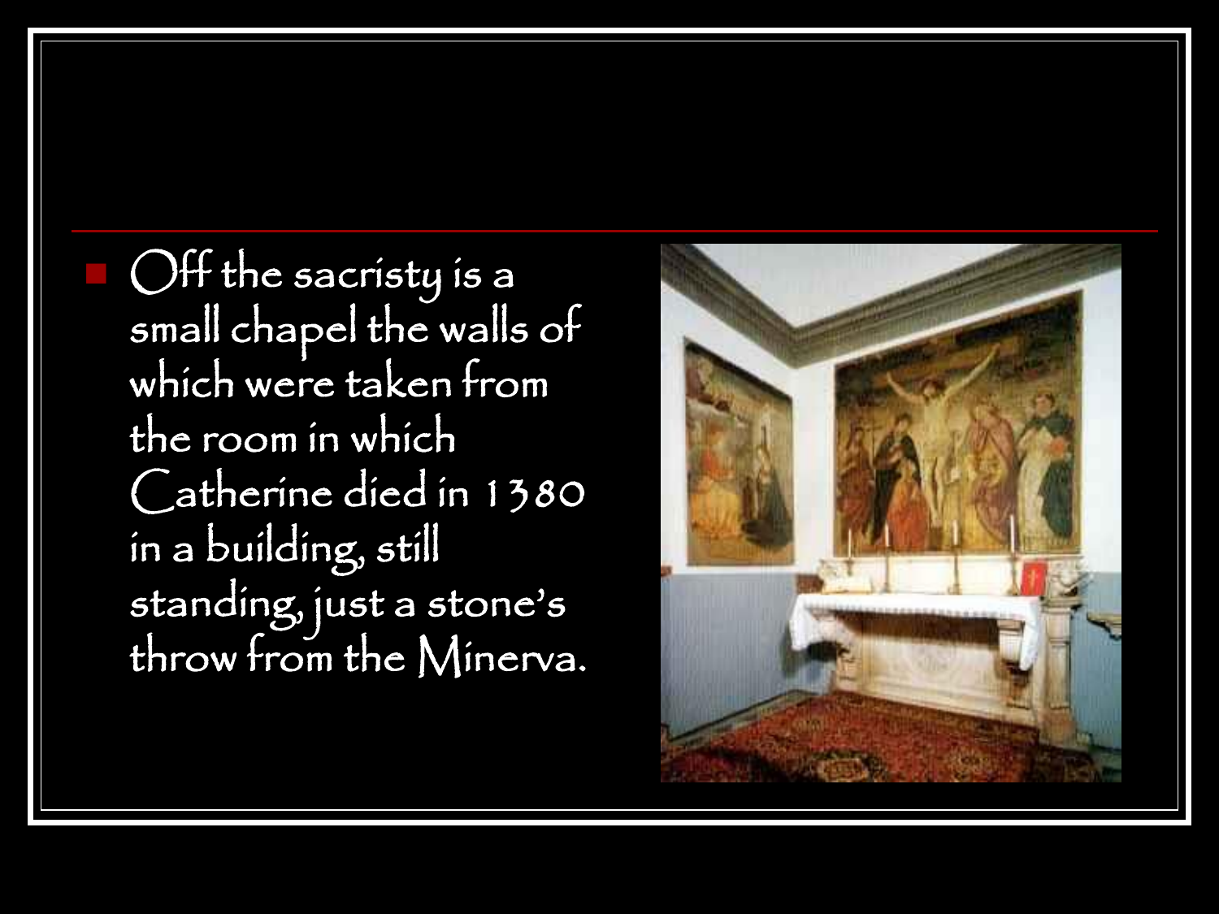- Off the sacristy is a small chapel the walls of which were taken from the room in which Catherine died in 1380 in a building, still standing, just a stone's throw from the Minerva.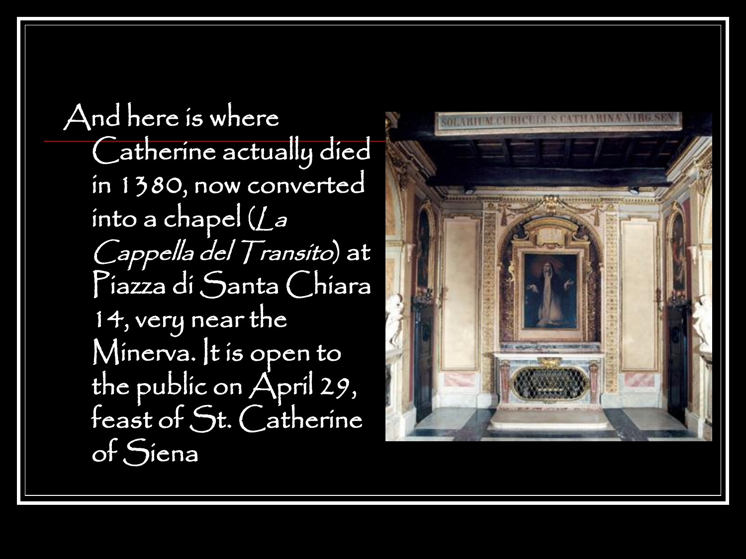And here is where Catherine actually died in 1380, now converted into a chapel (*La Cappella del Transito*) at Piazza di Santa Chiara 14, very near the Minerva. It is open to the public on April 29, feast of St. Catherine of Siena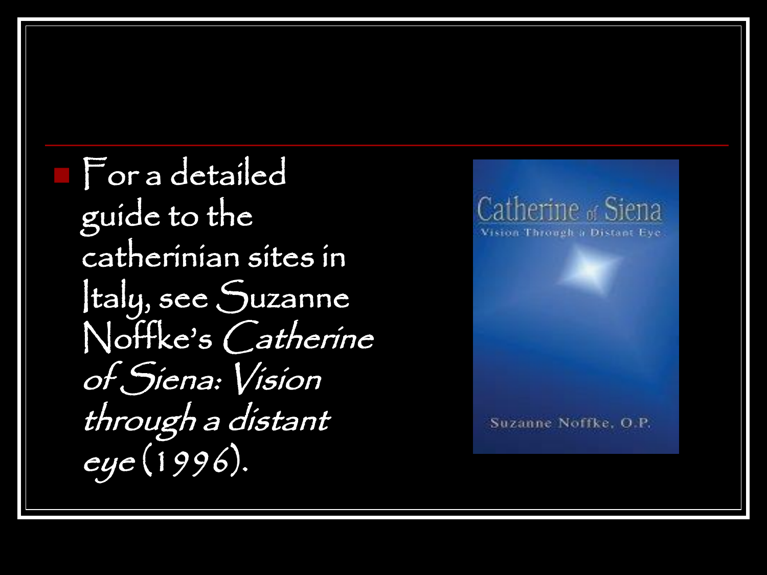- For a detailed guide to the catherinian sites in Italy, see Suzanne Noffke's *Catherine of Siena: Vision through a distant eye* (1996).